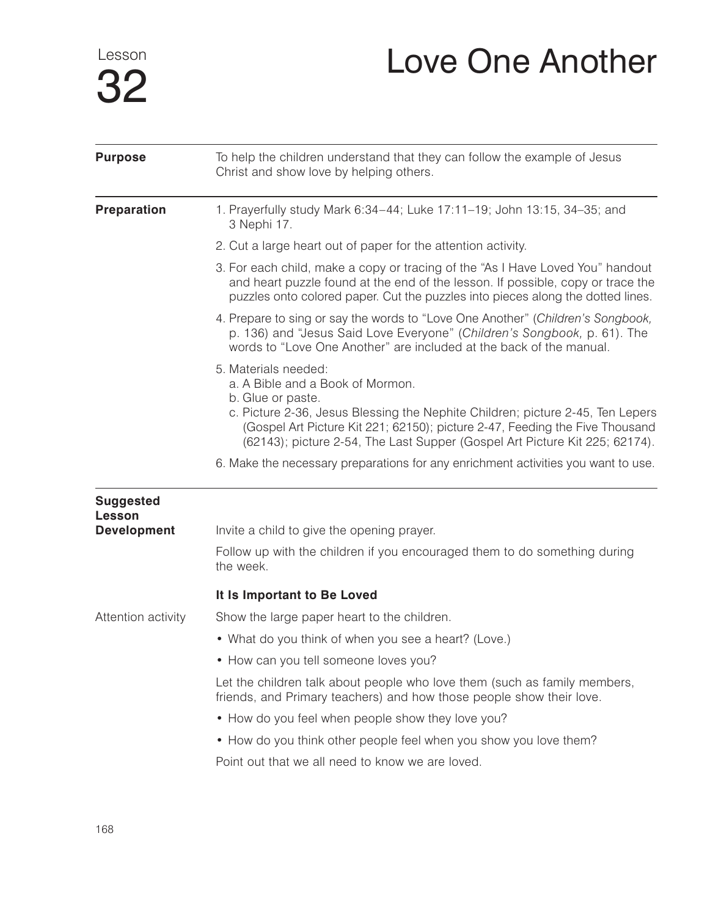Lesson

# 32 Love One Another

**Purpose**

To help the children understand that they can follow the example of Jesus Christ and show love by helping others.

**Preparation**

1. Prayerfully study Mark 6:34–44; Luke 17:11–19; John 13:15, 34–35; and 3 Nephi 17.
2. Cut a large heart out of paper for the attention activity.
3. For each child, make a copy or tracing of the "As I Have Loved You" handout and heart puzzle found at the end of the lesson. If possible, copy or trace the puzzles onto colored paper. Cut the puzzles into pieces along the dotted lines.
4. Prepare to sing or say the words to "Love One Another" (*Children's Songbook,* p. 136) and "Jesus Said Love Everyone" (*Children's Songbook,* p. 61). The words to "Love One Another" are included at the back of the manual.
5. Materials needed:
   a. A Bible and a Book of Mormon.
   b. Glue or paste.
   c. Picture 2-36, Jesus Blessing the Nephite Children; picture 2-45, Ten Lepers (Gospel Art Picture Kit 221; 62150); picture 2-47, Feeding the Five Thousand (62143); picture 2-54, The Last Supper (Gospel Art Picture Kit 225; 62174).
6. Make the necessary preparations for any enrichment activities you want to use.

**Suggested Lesson Development**

Invite a child to give the opening prayer.

Follow up with the children if you encouraged them to do something during the week.

### It Is Important to Be Loved

Attention activity

Show the large paper heart to the children.

- What do you think of when you see a heart? (Love.)
- How can you tell someone loves you?

Let the children talk about people who love them (such as family members, friends, and Primary teachers) and how those people show their love.

- How do you feel when people show they love you?
- How do you think other people feel when you show you love them?

Point out that we all need to know we are loved.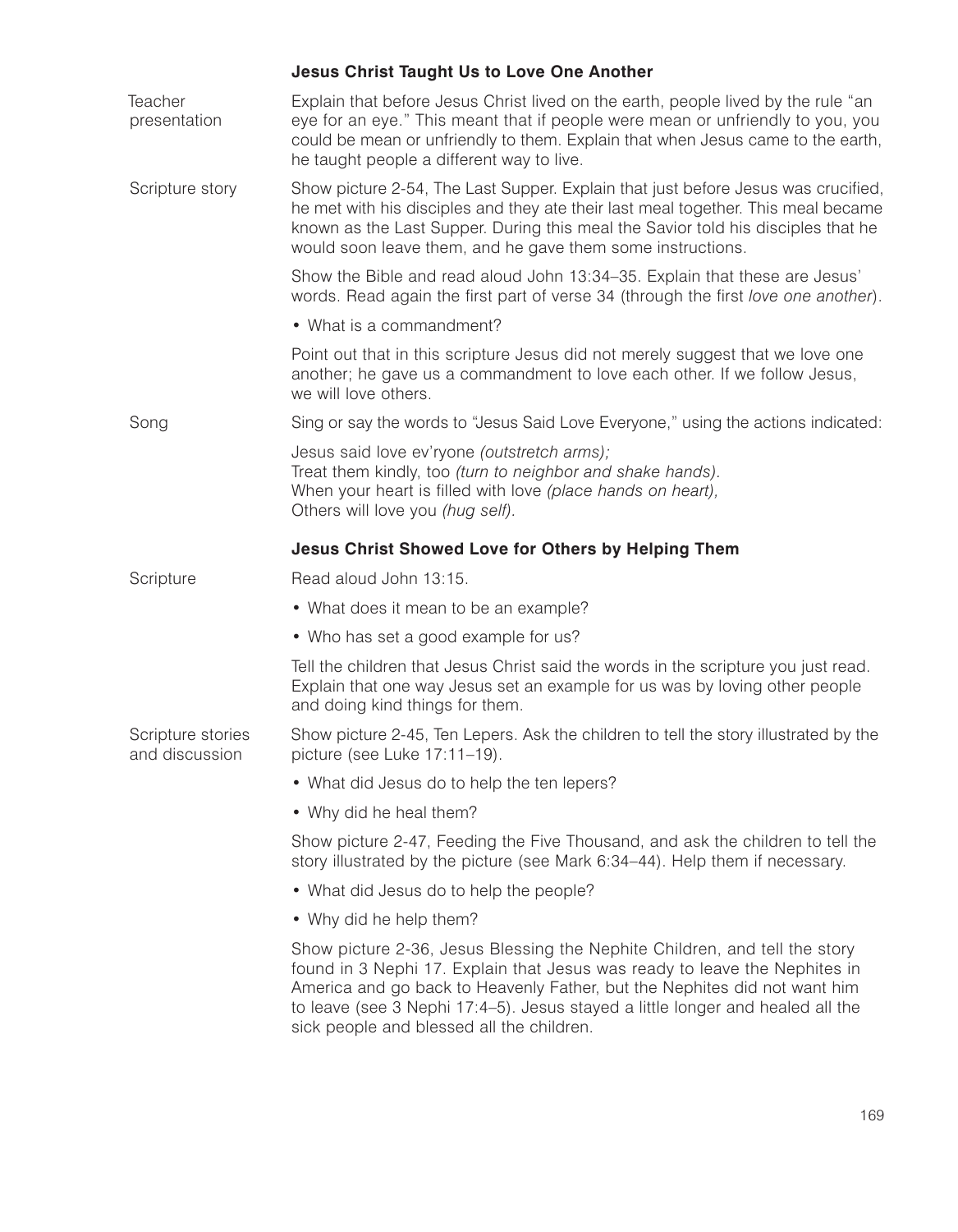### Jesus Christ Taught Us to Love One Another

**Teacher presentation**

Explain that before Jesus Christ lived on the earth, people lived by the rule "an eye for an eye." This meant that if people were mean or unfriendly to you, you could be mean or unfriendly to them. Explain that when Jesus came to the earth, he taught people a different way to live.

**Scripture story**

Show picture 2-54, The Last Supper. Explain that just before Jesus was crucified, he met with his disciples and they ate their last meal together. This meal became known as the Last Supper. During this meal the Savior told his disciples that he would soon leave them, and he gave them some instructions.

Show the Bible and read aloud John 13:34–35. Explain that these are Jesus' words. Read again the first part of verse 34 (through the first *love one another*).

- What is a commandment?

Point out that in this scripture Jesus did not merely suggest that we love one another; he gave us a commandment to love each other. If we follow Jesus, we will love others.

**Song**

Sing or say the words to "Jesus Said Love Everyone," using the actions indicated:

Jesus said love ev'ryone *(outstretch arms);*
Treat them kindly, too *(turn to neighbor and shake hands).*
When your heart is filled with love *(place hands on heart),*
Others will love you *(hug self).*

### Jesus Christ Showed Love for Others by Helping Them

**Scripture**

Read aloud John 13:15.

- What does it mean to be an example?
- Who has set a good example for us?

Tell the children that Jesus Christ said the words in the scripture you just read. Explain that one way Jesus set an example for us was by loving other people and doing kind things for them.

**Scripture stories and discussion**

Show picture 2-45, Ten Lepers. Ask the children to tell the story illustrated by the picture (see Luke 17:11–19).

- What did Jesus do to help the ten lepers?
- Why did he heal them?

Show picture 2-47, Feeding the Five Thousand, and ask the children to tell the story illustrated by the picture (see Mark 6:34–44). Help them if necessary.

- What did Jesus do to help the people?
- Why did he help them?

Show picture 2-36, Jesus Blessing the Nephite Children, and tell the story found in 3 Nephi 17. Explain that Jesus was ready to leave the Nephites in America and go back to Heavenly Father, but the Nephites did not want him to leave (see 3 Nephi 17:4–5). Jesus stayed a little longer and healed all the sick people and blessed all the children.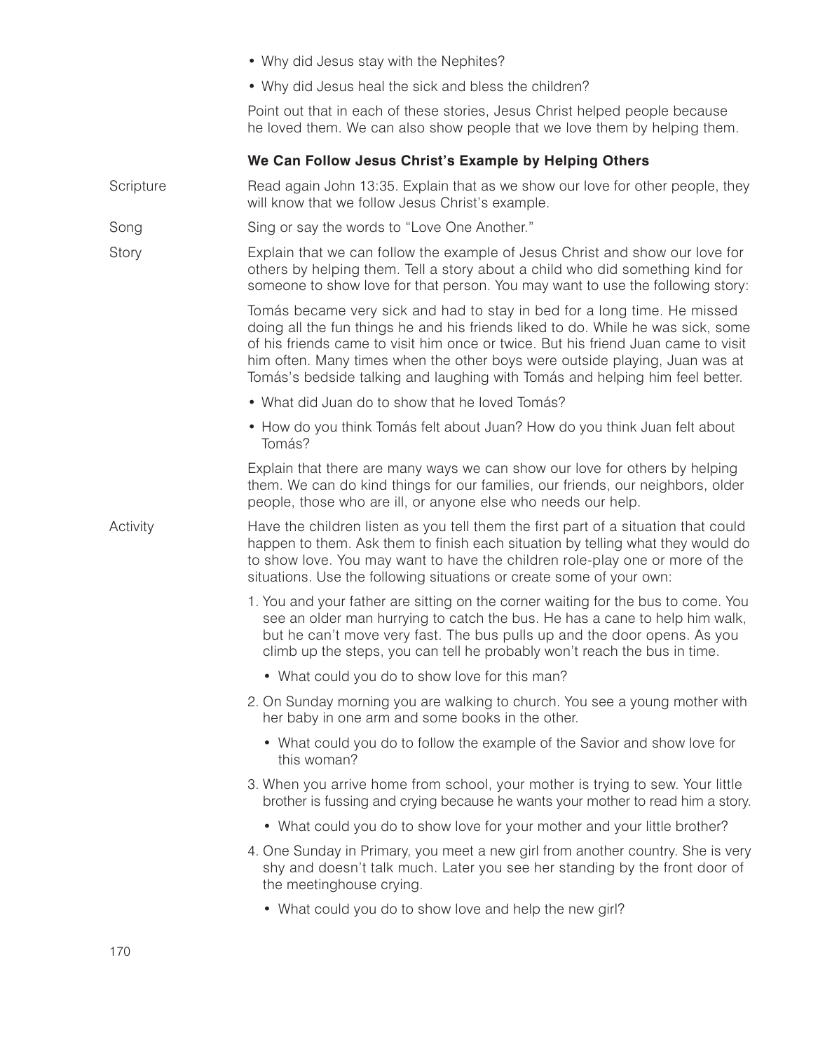- Why did Jesus stay with the Nephites?
- Why did Jesus heal the sick and bless the children?

Point out that in each of these stories, Jesus Christ helped people because he loved them. We can also show people that we love them by helping them.

### We Can Follow Jesus Christ's Example by Helping Others

Scripture

Read again John 13:35. Explain that as we show our love for other people, they will know that we follow Jesus Christ's example.

Song

Sing or say the words to "Love One Another."

Story

Explain that we can follow the example of Jesus Christ and show our love for others by helping them. Tell a story about a child who did something kind for someone to show love for that person. You may want to use the following story:

Tomás became very sick and had to stay in bed for a long time. He missed doing all the fun things he and his friends liked to do. While he was sick, some of his friends came to visit him once or twice. But his friend Juan came to visit him often. Many times when the other boys were outside playing, Juan was at Tomás's bedside talking and laughing with Tomás and helping him feel better.

- What did Juan do to show that he loved Tomás?
- How do you think Tomás felt about Juan? How do you think Juan felt about Tomás?

Explain that there are many ways we can show our love for others by helping them. We can do kind things for our families, our friends, our neighbors, older people, those who are ill, or anyone else who needs our help.

Activity

Have the children listen as you tell them the first part of a situation that could happen to them. Ask them to finish each situation by telling what they would do to show love. You may want to have the children role-play one or more of the situations. Use the following situations or create some of your own:

1. You and your father are sitting on the corner waiting for the bus to come. You see an older man hurrying to catch the bus. He has a cane to help him walk, but he can't move very fast. The bus pulls up and the door opens. As you climb up the steps, you can tell he probably won't reach the bus in time.
   - What could you do to show love for this man?
2. On Sunday morning you are walking to church. You see a young mother with her baby in one arm and some books in the other.
   - What could you do to follow the example of the Savior and show love for this woman?
3. When you arrive home from school, your mother is trying to sew. Your little brother is fussing and crying because he wants your mother to read him a story.
   - What could you do to show love for your mother and your little brother?
4. One Sunday in Primary, you meet a new girl from another country. She is very shy and doesn't talk much. Later you see her standing by the front door of the meetinghouse crying.
   - What could you do to show love and help the new girl?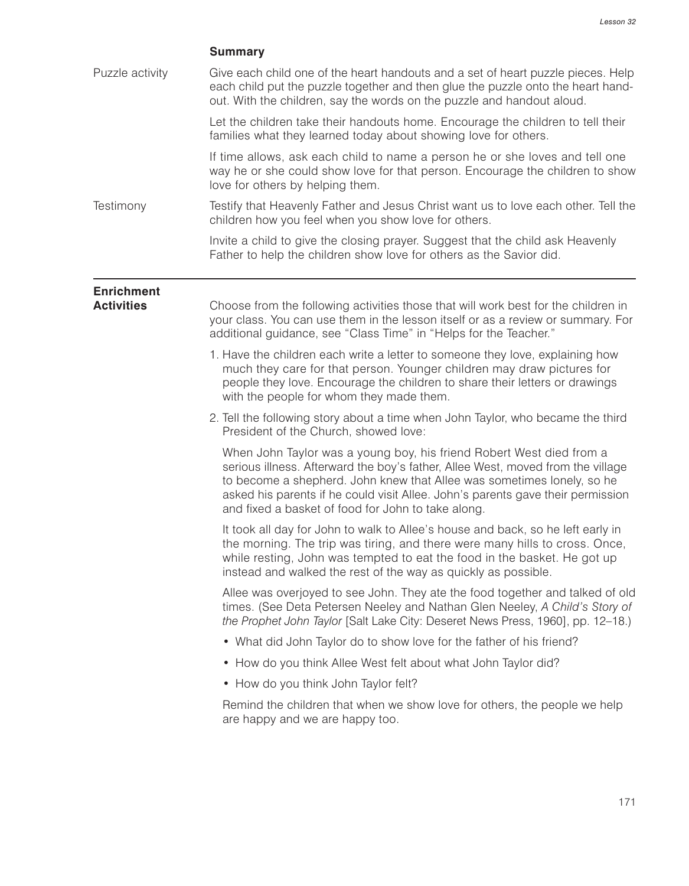### Summary

**Puzzle activity**

Give each child one of the heart handouts and a set of heart puzzle pieces. Help each child put the puzzle together and then glue the puzzle onto the heart handout. With the children, say the words on the puzzle and handout aloud.

Let the children take their handouts home. Encourage the children to tell their families what they learned today about showing love for others.

If time allows, ask each child to name a person he or she loves and tell one way he or she could show love for that person. Encourage the children to show love for others by helping them.

**Testimony**

Testify that Heavenly Father and Jesus Christ want us to love each other. Tell the children how you feel when you show love for others.

Invite a child to give the closing prayer. Suggest that the child ask Heavenly Father to help the children show love for others as the Savior did.

---

## Enrichment Activities

Choose from the following activities those that will work best for the children in your class. You can use them in the lesson itself or as a review or summary. For additional guidance, see "Class Time" in "Helps for the Teacher."

1. Have the children each write a letter to someone they love, explaining how much they care for that person. Younger children may draw pictures for people they love. Encourage the children to share their letters or drawings with the people for whom they made them.

2. Tell the following story about a time when John Taylor, who became the third President of the Church, showed love:

   When John Taylor was a young boy, his friend Robert West died from a serious illness. Afterward the boy's father, Allee West, moved from the village to become a shepherd. John knew that Allee was sometimes lonely, so he asked his parents if he could visit Allee. John's parents gave their permission and fixed a basket of food for John to take along.

   It took all day for John to walk to Allee's house and back, so he left early in the morning. The trip was tiring, and there were many hills to cross. Once, while resting, John was tempted to eat the food in the basket. He got up instead and walked the rest of the way as quickly as possible.

   Allee was overjoyed to see John. They ate the food together and talked of old times. (See Deta Petersen Neeley and Nathan Glen Neeley, *A Child's Story of the Prophet John Taylor* [Salt Lake City: Deseret News Press, 1960], pp. 12–18.)

   - What did John Taylor do to show love for the father of his friend?
   - How do you think Allee West felt about what John Taylor did?
   - How do you think John Taylor felt?

   Remind the children that when we show love for others, the people we help are happy and we are happy too.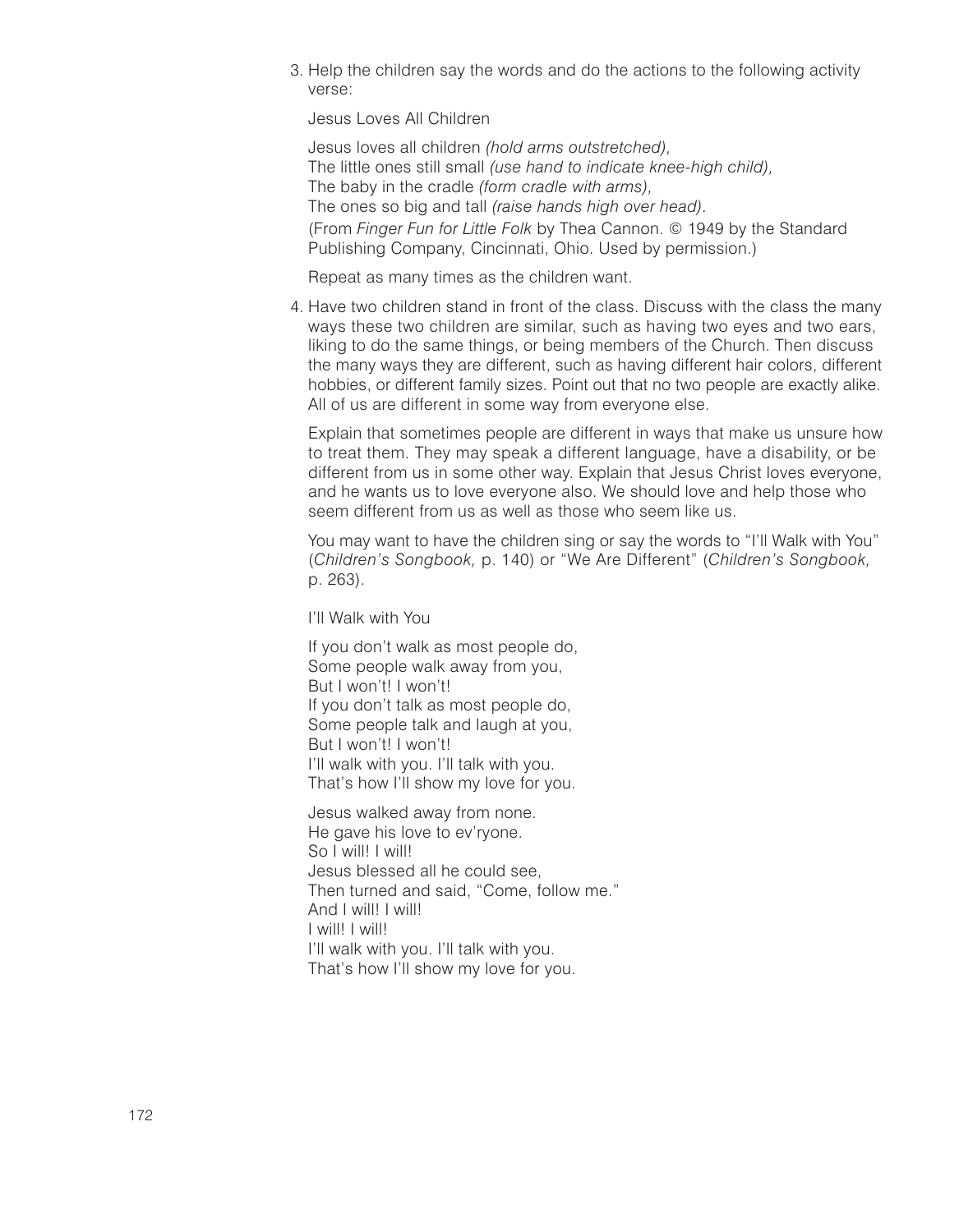3. Help the children say the words and do the actions to the following activity verse:

   Jesus Loves All Children

   Jesus loves all children *(hold arms outstretched),*
   The little ones still small *(use hand to indicate knee-high child),*
   The baby in the cradle *(form cradle with arms),*
   The ones so big and tall *(raise hands high over head).*
   (From *Finger Fun for Little Folk* by Thea Cannon. © 1949 by the Standard Publishing Company, Cincinnati, Ohio. Used by permission.)

   Repeat as many times as the children want.

4. Have two children stand in front of the class. Discuss with the class the many ways these two children are similar, such as having two eyes and two ears, liking to do the same things, or being members of the Church. Then discuss the many ways they are different, such as having different hair colors, different hobbies, or different family sizes. Point out that no two people are exactly alike. All of us are different in some way from everyone else.

   Explain that sometimes people are different in ways that make us unsure how to treat them. They may speak a different language, have a disability, or be different from us in some other way. Explain that Jesus Christ loves everyone, and he wants us to love everyone also. We should love and help those who seem different from us as well as those who seem like us.

   You may want to have the children sing or say the words to "I'll Walk with You" (*Children's Songbook,* p. 140) or "We Are Different" (*Children's Songbook,* p. 263).

   I'll Walk with You

   If you don't walk as most people do,
   Some people walk away from you,
   But I won't! I won't!
   If you don't talk as most people do,
   Some people talk and laugh at you,
   But I won't! I won't!
   I'll walk with you. I'll talk with you.
   That's how I'll show my love for you.

   Jesus walked away from none.
   He gave his love to ev'ryone.
   So I will! I will!
   Jesus blessed all he could see,
   Then turned and said, "Come, follow me."
   And I will! I will!
   I will! I will!
   I'll walk with you. I'll talk with you.
   That's how I'll show my love for you.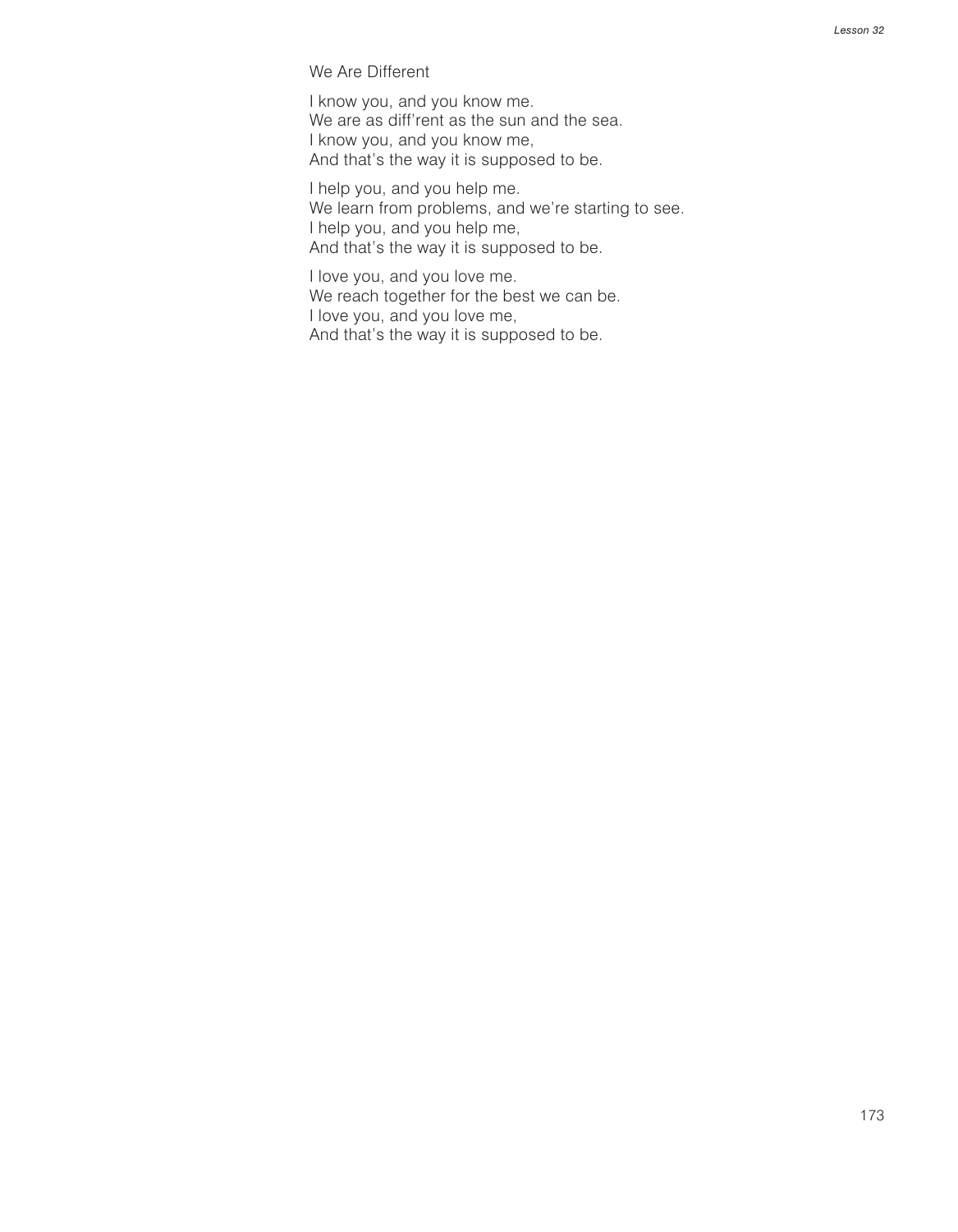## We Are Different

I know you, and you know me.
We are as diff'rent as the sun and the sea.
I know you, and you know me,
And that's the way it is supposed to be.

I help you, and you help me.
We learn from problems, and we're starting to see.
I help you, and you help me,
And that's the way it is supposed to be.

I love you, and you love me.
We reach together for the best we can be.
I love you, and you love me,
And that's the way it is supposed to be.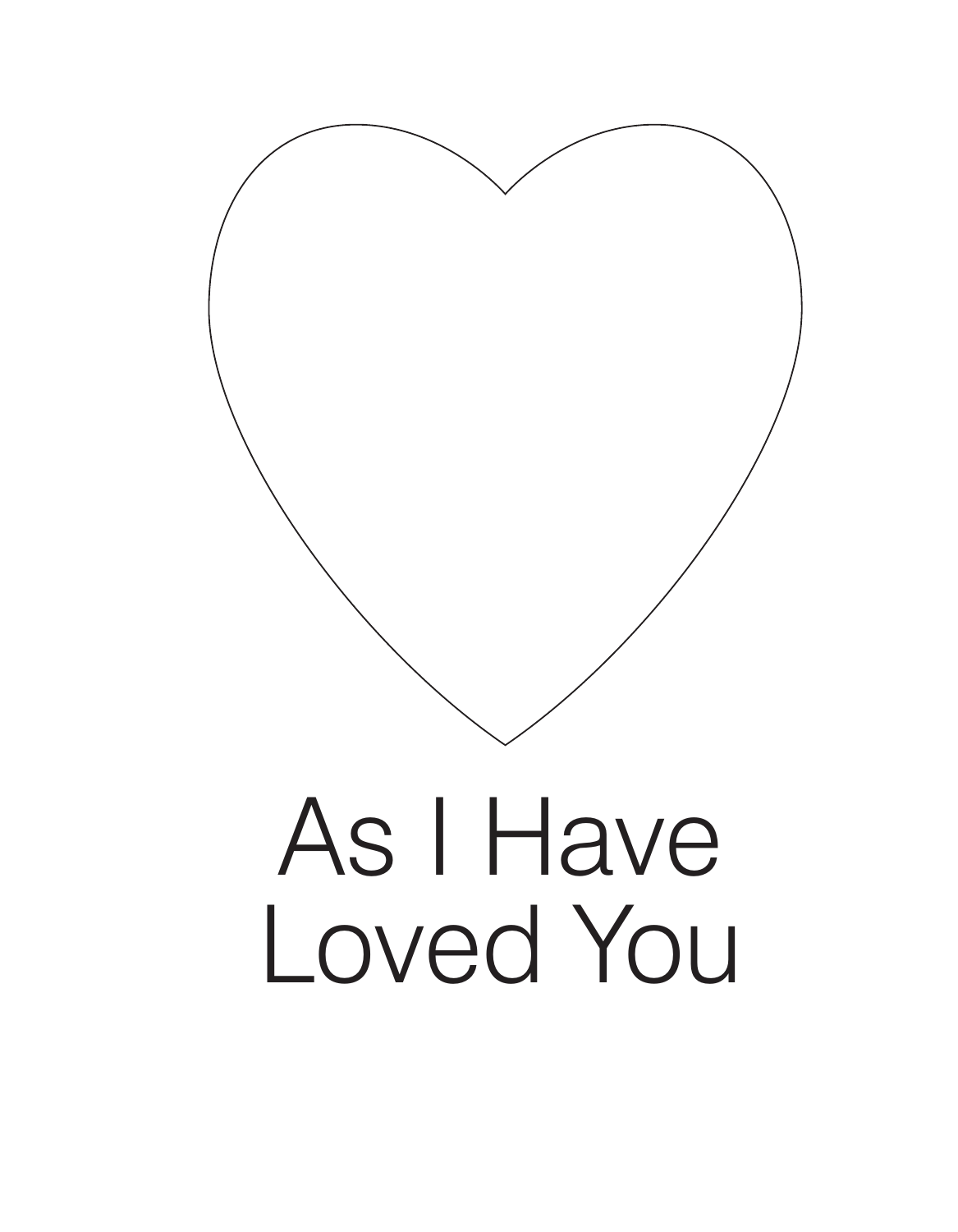As I Have
Loved You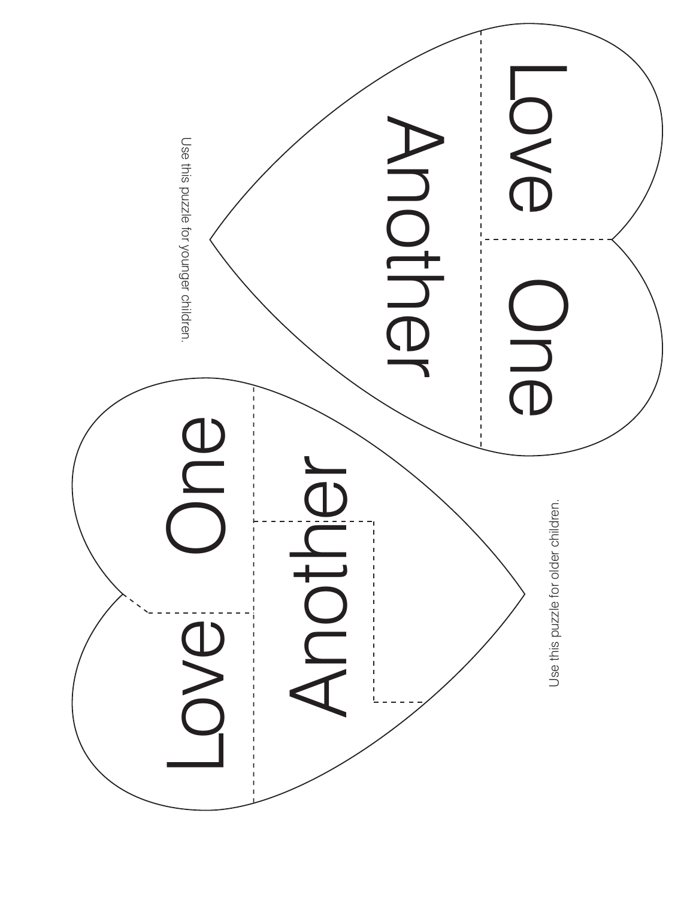Love One Another

Use this puzzle for younger children.

Love One Another

Use this puzzle for older children.